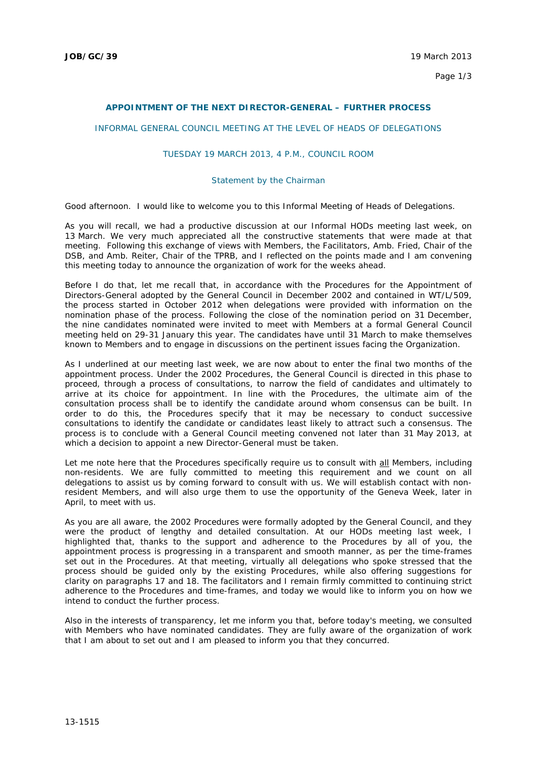**JOB/GC/39** 19 March 2013

## APPOINTMENT OF THE NEXT DIRECTOR-GENERAL – FURTHER PROCESS

INFORMAL GENERAL COUNCIL MEETING AT THE LEVEL OF HEADS OF DELEGATIONS

TUESDAY 19 MARCH 2013, 4 P.M., COUNCIL ROOM

Statement by the Chairman

Good afternoon. I would like to welcome you to this Informal Meeting of Heads of Delegations.

As you will recall, we had a productive discussion at our Informal HODs meeting last week, on 13 March. We very much appreciated all the constructive statements that were made at that meeting. Following this exchange of views with Members, the Facilitators, Amb. Fried, Chair of the DSB, and Amb. Reiter, Chair of the TPRB, and I reflected on the points made and I am convening this meeting today to announce the organization of work for the weeks ahead.

Before I do that, let me recall that, in accordance with the Procedures for the Appointment of Directors-General adopted by the General Council in December 2002 and contained in WT/L/509, the process started in October 2012 when delegations were provided with information on the nomination phase of the process. Following the close of the nomination period on 31 December, the nine candidates nominated were invited to meet with Members at a formal General Council meeting held on 29-31 January this year. The candidates have until 31 March to make themselves known to Members and to engage in discussions on the pertinent issues facing the Organization.

As I underlined at our meeting last week, we are now about to enter the final two months of the appointment process. Under the 2002 Procedures, the General Council is directed in this phase to proceed, through a process of consultations, to narrow the field of candidates and ultimately to arrive at its choice for appointment. In line with the Procedures, the ultimate aim of the consultation process shall be to identify the candidate around whom consensus can be built. In order to do this, the Procedures specify that it may be necessary to conduct successive consultations to identify the candidate or candidates least likely to attract such a consensus. The process is to conclude with a General Council meeting convened not later than 31 May 2013, at which a decision to appoint a new Director-General must be taken.

Let me note here that the Procedures specifically require us to consult with <u>all</u> Members, including non-residents. We are fully committed to meeting this requirement and we count on all delegations to assist us by coming forward to consult with us. We will establish contact with non-resident Members, and will also urge them to use the opportunity of the Geneva Week, later in April, to meet with us.

As you are all aware, the 2002 Procedures were formally adopted by the General Council, and they were the product of lengthy and detailed consultation. At our HODs meeting last week, I highlighted that, thanks to the support and adherence to the Procedures by all of you, the appointment process is progressing in a transparent and smooth manner, as per the time-frames set out in the Procedures. At that meeting, virtually all delegations who spoke stressed that the process should be guided only by the existing Procedures, while also offering suggestions for clarity on paragraphs 17 and 18. The facilitators and I remain firmly committed to continuing strict adherence to the Procedures and time-frames, and today we would like to inform you on how we intend to conduct the further process.

Also in the interests of transparency, let me inform you that, before today's meeting, we consulted with Members who have nominated candidates. They are fully aware of the organization of work that I am about to set out and I am pleased to inform you that they concurred.

13-1515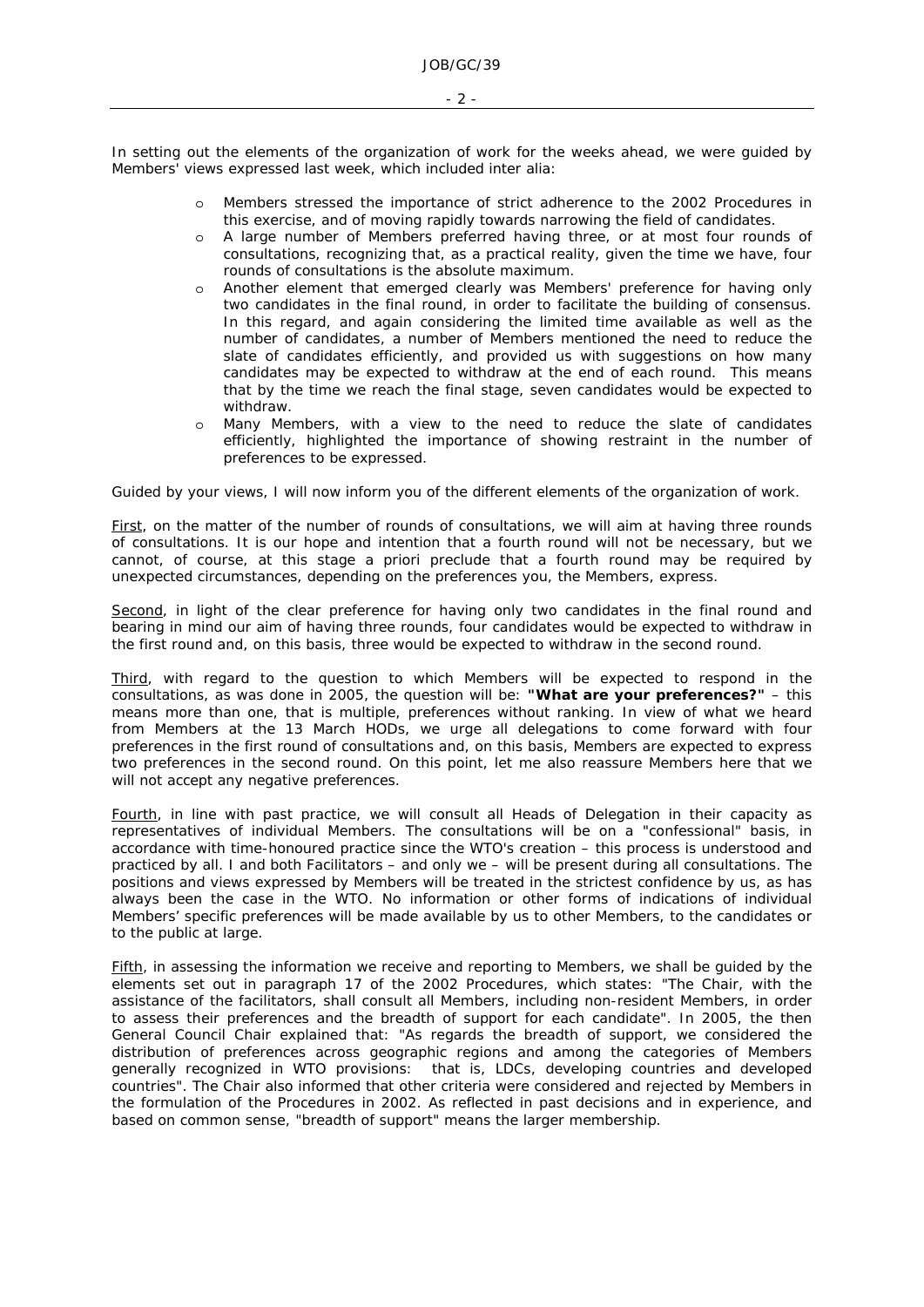In setting out the elements of the organization of work for the weeks ahead, we were guided by Members' views expressed last week, which included inter alia:

- Members stressed the importance of strict adherence to the 2002 Procedures in this exercise, and of moving rapidly towards narrowing the field of candidates.
- A large number of Members preferred having three, or at most four rounds of consultations, recognizing that, as a practical reality, given the time we have, four rounds of consultations is the absolute maximum.
- Another element that emerged clearly was Members' preference for having only two candidates in the final round, in order to facilitate the building of consensus. In this regard, and again considering the limited time available as well as the number of candidates, a number of Members mentioned the need to reduce the slate of candidates efficiently, and provided us with suggestions on how many candidates may be expected to withdraw at the end of each round. This means that by the time we reach the final stage, seven candidates would be expected to withdraw.
- Many Members, with a view to the need to reduce the slate of candidates efficiently, highlighted the importance of showing restraint in the number of preferences to be expressed.

Guided by your views, I will now inform you of the different elements of the organization of work.

First, on the matter of the number of rounds of consultations, we will aim at having three rounds of consultations. It is our hope and intention that a fourth round will not be necessary, but we cannot, of course, at this stage a priori preclude that a fourth round may be required by unexpected circumstances, depending on the preferences you, the Members, express.

Second, in light of the clear preference for having only two candidates in the final round and bearing in mind our aim of having three rounds, four candidates would be expected to withdraw in the first round and, on this basis, three would be expected to withdraw in the second round.

Third, with regard to the question to which Members will be expected to respond in the consultations, as was done in 2005, the question will be: **"What are your preferences?"** – this means more than one, that is multiple, preferences without ranking. In view of what we heard from Members at the 13 March HODs, we urge all delegations to come forward with four preferences in the first round of consultations and, on this basis, Members are expected to express two preferences in the second round. On this point, let me also reassure Members here that we will not accept any negative preferences.

Fourth, in line with past practice, we will consult all Heads of Delegation in their capacity as representatives of individual Members. The consultations will be on a "confessional" basis, in accordance with time-honoured practice since the WTO's creation – this process is understood and practiced by all. I and both Facilitators – and only we – will be present during all consultations. The positions and views expressed by Members will be treated in the strictest confidence by us, as has always been the case in the WTO. No information or other forms of indications of individual Members' specific preferences will be made available by us to other Members, to the candidates or to the public at large.

Fifth, in assessing the information we receive and reporting to Members, we shall be guided by the elements set out in paragraph 17 of the 2002 Procedures, which states: "The Chair, with the assistance of the facilitators, shall consult all Members, including non-resident Members, in order to assess their preferences and the breadth of support for each candidate". In 2005, the then General Council Chair explained that: "As regards the breadth of support, we considered the distribution of preferences across geographic regions and among the categories of Members generally recognized in WTO provisions: that is, LDCs, developing countries and developed countries". The Chair also informed that other criteria were considered and rejected by Members in the formulation of the Procedures in 2002. As reflected in past decisions and in experience, and based on common sense, "breadth of support" means the larger membership.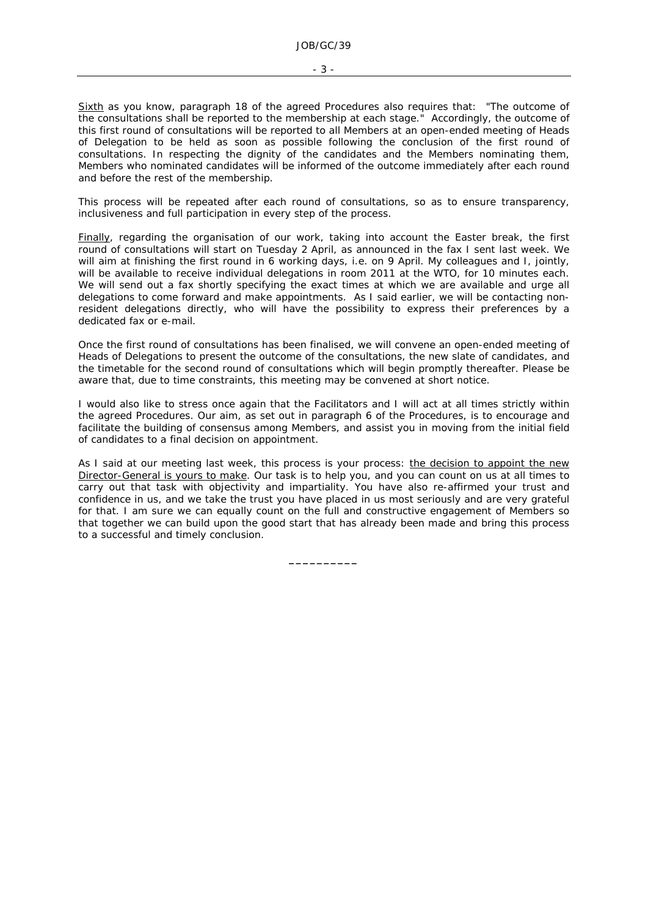Sixth as you know, paragraph 18 of the agreed Procedures also requires that: "The outcome of the consultations shall be reported to the membership at each stage." Accordingly, the outcome of this first round of consultations will be reported to all Members at an open-ended meeting of Heads of Delegation to be held as soon as possible following the conclusion of the first round of consultations. In respecting the dignity of the candidates and the Members nominating them, Members who nominated candidates will be informed of the outcome immediately after each round and before the rest of the membership.

This process will be repeated after each round of consultations, so as to ensure transparency, inclusiveness and full participation in every step of the process.

Finally, regarding the organisation of our work, taking into account the Easter break, the first round of consultations will start on Tuesday 2 April, as announced in the fax I sent last week. We will aim at finishing the first round in 6 working days, i.e. on 9 April. My colleagues and I, jointly, will be available to receive individual delegations in room 2011 at the WTO, for 10 minutes each. We will send out a fax shortly specifying the exact times at which we are available and urge all delegations to come forward and make appointments. As I said earlier, we will be contacting non-resident delegations directly, who will have the possibility to express their preferences by a dedicated fax or e-mail.

Once the first round of consultations has been finalised, we will convene an open-ended meeting of Heads of Delegations to present the outcome of the consultations, the new slate of candidates, and the timetable for the second round of consultations which will begin promptly thereafter. Please be aware that, due to time constraints, this meeting may be convened at short notice.

I would also like to stress once again that the Facilitators and I will act at all times strictly within the agreed Procedures. Our aim, as set out in paragraph 6 of the Procedures, is to encourage and facilitate the building of consensus among Members, and assist you in moving from the initial field of candidates to a final decision on appointment.

As I said at our meeting last week, this process is your process: the decision to appoint the new Director-General is yours to make. Our task is to help you, and you can count on us at all times to carry out that task with objectivity and impartiality. You have also re-affirmed your trust and confidence in us, and we take the trust you have placed in us most seriously and are very grateful for that. I am sure we can equally count on the full and constructive engagement of Members so that together we can build upon the good start that has already been made and bring this process to a successful and timely conclusion.

__________